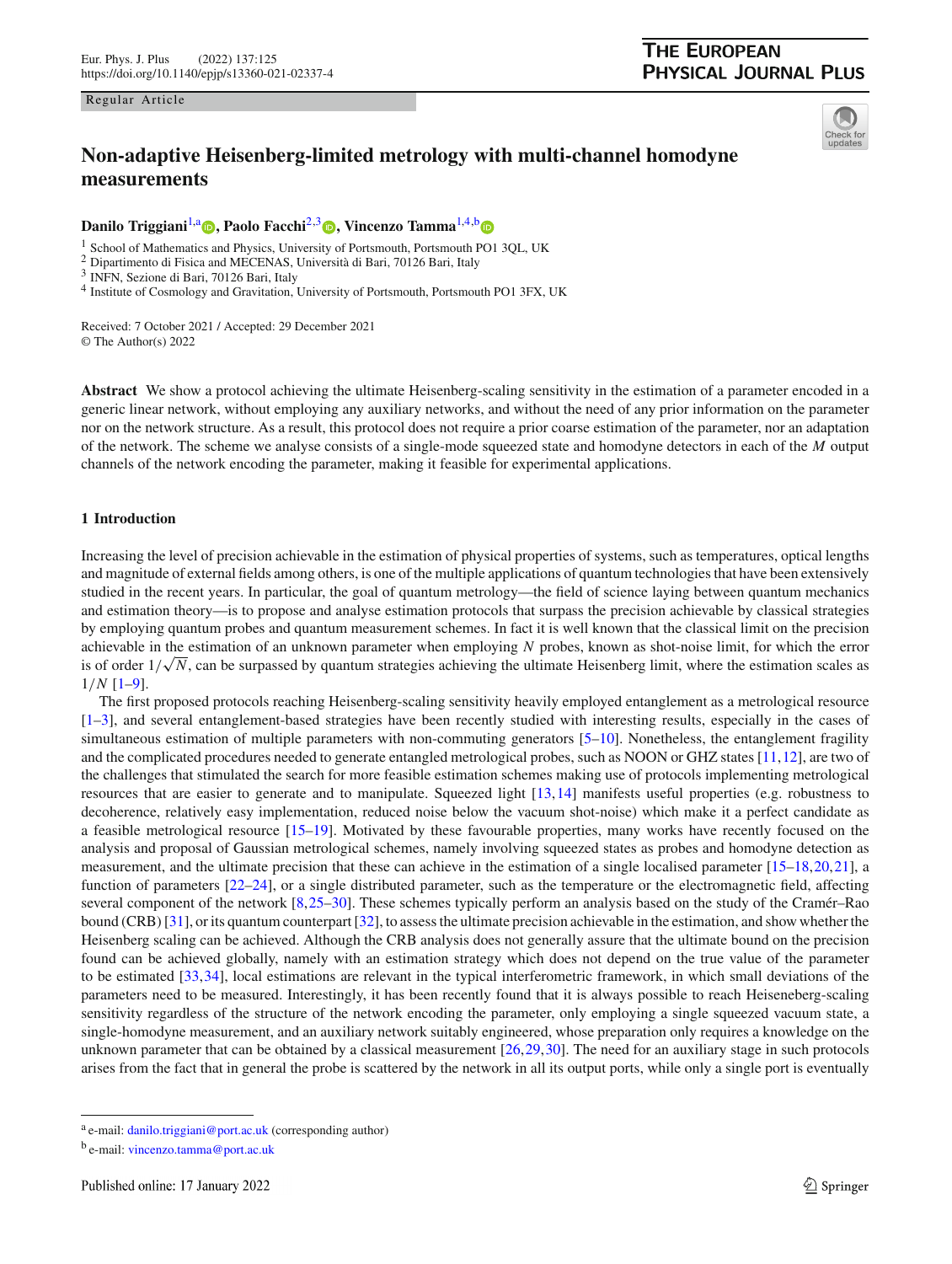Regular Article

# Non-adaptive Heisenberg-limited metrology with multi-channel homodyne measurements

**Danilo Triggiani**[1,a], **Paolo Facchi**[2,3], **Vincenzo Tamma**[1,4,b]

[1] School of Mathematics and Physics, University of Portsmouth, Portsmouth PO1 3QL, UK
[2] Dipartimento di Fisica and MECENAS, Università di Bari, 70126 Bari, Italy
[3] INFN, Sezione di Bari, 70126 Bari, Italy
[4] Institute of Cosmology and Gravitation, University of Portsmouth, Portsmouth PO1 3FX, UK

Received: 7 October 2021 / Accepted: 29 December 2021
© The Author(s) 2022

**Abstract** We show a protocol achieving the ultimate Heisenberg-scaling sensitivity in the estimation of a parameter encoded in a generic linear network, without employing any auxiliary networks, and without the need of any prior information on the parameter nor on the network structure. As a result, this protocol does not require a prior coarse estimation of the parameter, nor an adaptation of the network. The scheme we analyse consists of a single-mode squeezed state and homodyne detectors in each of the $M$ output channels of the network encoding the parameter, making it feasible for experimental applications.

## 1 Introduction

Increasing the level of precision achievable in the estimation of physical properties of systems, such as temperatures, optical lengths and magnitude of external fields among others, is one of the multiple applications of quantum technologies that have been extensively studied in the recent years. In particular, the goal of quantum metrology—the field of science laying between quantum mechanics and estimation theory—is to propose and analyse estimation protocols that surpass the precision achievable by classical strategies by employing quantum probes and quantum measurement schemes. In fact it is well known that the classical limit on the precision achievable in the estimation of an unknown parameter when employing $N$ probes, known as shot-noise limit, for which the error is of order $1/\sqrt{N}$, can be surpassed by quantum strategies achieving the ultimate Heisenberg limit, where the estimation scales as $1/N$ [1–9].

The first proposed protocols reaching Heisenberg-scaling sensitivity heavily employed entanglement as a metrological resource [1–3], and several entanglement-based strategies have been recently studied with interesting results, especially in the cases of simultaneous estimation of multiple parameters with non-commuting generators [5–10]. Nonetheless, the entanglement fragility and the complicated procedures needed to generate entangled metrological probes, such as NOON or GHZ states [11,12], are two of the challenges that stimulated the search for more feasible estimation schemes making use of protocols implementing metrological resources that are easier to generate and to manipulate. Squeezed light [13,14] manifests useful properties (e.g. robustness to decoherence, relatively easy implementation, reduced noise below the vacuum shot-noise) which make it a perfect candidate as a feasible metrological resource [15–19]. Motivated by these favourable properties, many works have recently focused on the analysis and proposal of Gaussian metrological schemes, namely involving squeezed states as probes and homodyne detection as measurement, and the ultimate precision that these can achieve in the estimation of a single localised parameter [15–18,20,21], a function of parameters [22–24], or a single distributed parameter, such as the temperature or the electromagnetic field, affecting several component of the network [8,25–30]. These schemes typically perform an analysis based on the study of the Cramér–Rao bound (CRB) [31], or its quantum counterpart [32], to assess the ultimate precision achievable in the estimation, and show whether the Heisenberg scaling can be achieved. Although the CRB analysis does not generally assure that the ultimate bound on the precision found can be achieved globally, namely with an estimation strategy which does not depend on the true value of the parameter to be estimated [33,34], local estimations are relevant in the typical interferometric framework, in which small deviations of the parameters need to be measured. Interestingly, it has been recently found that it is always possible to reach Heiseneberg-scaling sensitivity regardless of the structure of the network encoding the parameter, only employing a single squeezed vacuum state, a single-homodyne measurement, and an auxiliary network suitably engineered, whose preparation only requires a knowledge on the unknown parameter that can be obtained by a classical measurement [26,29,30]. The need for an auxiliary stage in such protocols arises from the fact that in general the probe is scattered by the network in all its output ports, while only a single port is eventually

[a] e-mail: danilo.triggiani@port.ac.uk (corresponding author)

[b] e-mail: vincenzo.tamma@port.ac.uk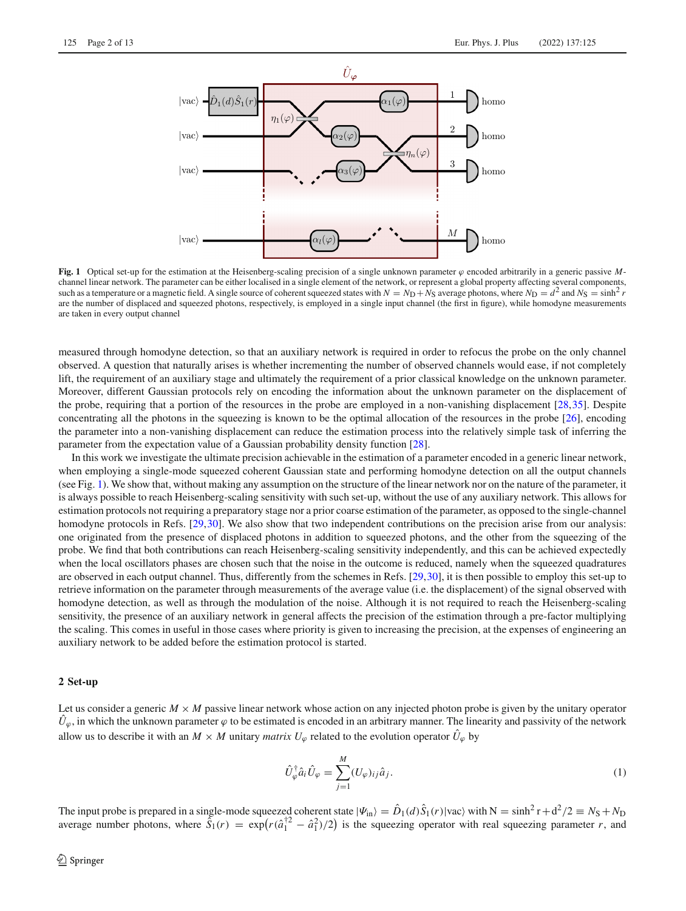**Fig. 1** Optical set-up for the estimation at the Heisenberg-scaling precision of a single unknown parameter $\varphi$ encoded arbitrarily in a generic passive $M$-channel linear network. The parameter can be either localised in a single element of the network, or represent a global property affecting several components, such as a temperature or a magnetic field. A single source of coherent squeezed states with $N = N_D + N_S$ average photons, where $N_D = d^2$ and $N_S = \sinh^2 r$ are the number of displaced and squeezed photons, respectively, is employed in a single input channel (the first in figure), while homodyne measurements are taken in every output channel

measured through homodyne detection, so that an auxiliary network is required in order to refocus the probe on the only channel observed. A question that naturally arises is whether incrementing the number of observed channels would ease, if not completely lift, the requirement of an auxiliary stage and ultimately the requirement of a prior classical knowledge on the unknown parameter. Moreover, different Gaussian protocols rely on encoding the information about the unknown parameter on the displacement of the probe, requiring that a portion of the resources in the probe are employed in a non-vanishing displacement [28,35]. Despite concentrating all the photons in the squeezing is known to be the optimal allocation of the resources in the probe [26], encoding the parameter into a non-vanishing displacement can reduce the estimation process into the relatively simple task of inferring the parameter from the expectation value of a Gaussian probability density function [28].

In this work we investigate the ultimate precision achievable in the estimation of a parameter encoded in a generic linear network, when employing a single-mode squeezed coherent Gaussian state and performing homodyne detection on all the output channels (see Fig. 1). We show that, without making any assumption on the structure of the linear network nor on the nature of the parameter, it is always possible to reach Heisenberg-scaling sensitivity with such set-up, without the use of any auxiliary network. This allows for estimation protocols not requiring a preparatory stage nor a prior coarse estimation of the parameter, as opposed to the single-channel homodyne protocols in Refs. [29,30]. We also show that two independent contributions on the precision arise from our analysis: one originated from the presence of displaced photons in addition to squeezed photons, and the other from the squeezing of the probe. We find that both contributions can reach Heisenberg-scaling sensitivity independently, and this can be achieved expectedly when the local oscillators phases are chosen such that the noise in the outcome is reduced, namely when the squeezed quadratures are observed in each output channel. Thus, differently from the schemes in Refs. [29,30], it is then possible to employ this set-up to retrieve information on the parameter through measurements of the average value (i.e. the displacement) of the signal observed with homodyne detection, as well as through the modulation of the noise. Although it is not required to reach the Heisenberg-scaling sensitivity, the presence of an auxiliary network in general affects the precision of the estimation through a pre-factor multiplying the scaling. This comes in useful in those cases where priority is given to increasing the precision, at the expenses of engineering an auxiliary network to be added before the estimation protocol is started.

## 2 Set-up

Let us consider a generic $M \times M$ passive linear network whose action on any injected photon probe is given by the unitary operator $\hat{U}_\varphi$, in which the unknown parameter $\varphi$ to be estimated is encoded in an arbitrary manner. The linearity and passivity of the network allow us to describe it with an $M \times M$ unitary *matrix* $U_\varphi$ related to the evolution operator $\hat{U}_\varphi$ by

$$\hat{U}_\varphi^\dagger \hat{a}_i \hat{U}_\varphi = \sum_{j=1}^{M} (U_\varphi)_{ij} \hat{a}_j. \tag{1}$$

The input probe is prepared in a single-mode squeezed coherent state $|\Psi_{\text{in}}\rangle = \hat{D}_1(d)\hat{S}_1(r)|\text{vac}\rangle$ with $\mathrm{N} = \sinh^2 \mathrm{r} + \mathrm{d}^2/2 \equiv N_S + N_D$ average number photons, where $\hat{S}_1(r) = \exp\left(r(\hat{a}_1^{\dagger 2} - \hat{a}_1^2)/2\right)$ is the squeezing operator with real squeezing parameter $r$, and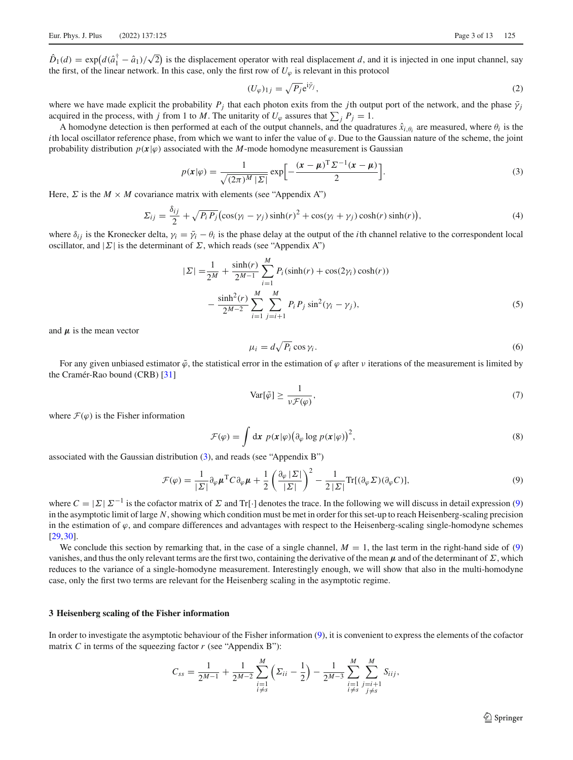$\hat{D}_1(d) = \exp\big(d(\hat{a}_1^\dagger - \hat{a}_1)/\sqrt{2}\big)$ is the displacement operator with real displacement $d$, and it is injected in one input channel, say the first, of the linear network. In this case, only the first row of $U_\varphi$ is relevant in this protocol

$$(U_\varphi)_{1j} = \sqrt{P_j}\mathrm{e}^{\mathrm{i}\bar{\gamma}_j}, \tag{2}$$

where we have made explicit the probability $P_j$ that each photon exits from the $j$th output port of the network, and the phase $\bar{\gamma}_j$ acquired in the process, with $j$ from 1 to $M$. The unitarity of $U_\varphi$ assures that $\sum_j P_j = 1$.

A homodyne detection is then performed at each of the output channels, and the quadratures $\hat{x}_{i,\theta_i}$ are measured, where $\theta_i$ is the $i$th local oscillator reference phase, from which we want to infer the value of $\varphi$. Due to the Gaussian nature of the scheme, the joint probability distribution $p(\boldsymbol{x}|\varphi)$ associated with the $M$-mode homodyne measurement is Gaussian

$$p(\boldsymbol{x}|\varphi) = \frac{1}{\sqrt{(2\pi)^M\,|\Sigma|}}\exp\Big[-\frac{(\boldsymbol{x}-\boldsymbol{\mu})^{\mathrm{T}}\Sigma^{-1}(\boldsymbol{x}-\boldsymbol{\mu})}{2}\Big]. \tag{3}$$

Here, $\Sigma$ is the $M \times M$ covariance matrix with elements (see "Appendix A")

$$\Sigma_{ij} = \frac{\delta_{ij}}{2} + \sqrt{P_iP_j}\big(\cos(\gamma_i - \gamma_j)\sinh(r)^2 + \cos(\gamma_i + \gamma_j)\cosh(r)\sinh(r)\big), \tag{4}$$

where $\delta_{ij}$ is the Kronecker delta, $\gamma_i = \bar{\gamma}_i - \theta_i$ is the phase delay at the output of the $i$th channel relative to the correspondent local oscillator, and $|\Sigma|$ is the determinant of $\Sigma$, which reads (see "Appendix A")

$$\begin{aligned}|\Sigma| =& \frac{1}{2^M} + \frac{\sinh(r)}{2^{M-1}}\sum_{i=1}^{M} P_i(\sinh(r) + \cos(2\gamma_i)\cosh(r))\\ &- \frac{\sinh^2(r)}{2^{M-2}}\sum_{i=1}^{M}\sum_{j=i+1}^{M} P_iP_j\sin^2(\gamma_i - \gamma_j),\end{aligned} \tag{5}$$

and $\boldsymbol{\mu}$ is the mean vector

$$\mu_i = d\sqrt{P_i}\cos\gamma_i. \tag{6}$$

For any given unbiased estimator $\tilde{\varphi}$, the statistical error in the estimation of $\varphi$ after $\nu$ iterations of the measurement is limited by the Cramér-Rao bound (CRB) [31]

$$\mathrm{Var}[\tilde{\varphi}] \geq \frac{1}{\nu\mathcal{F}(\varphi)}, \tag{7}$$

where $\mathcal{F}(\varphi)$ is the Fisher information

$$\mathcal{F}(\varphi) = \int \mathrm{d}\boldsymbol{x}\; p(\boldsymbol{x}|\varphi)\big(\partial_\varphi \log p(\boldsymbol{x}|\varphi)\big)^2, \tag{8}$$

associated with the Gaussian distribution (3), and reads (see "Appendix B")

$$\mathcal{F}(\varphi) = \frac{1}{|\Sigma|}\partial_\varphi\boldsymbol{\mu}^{\mathrm{T}}C\,\partial_\varphi\boldsymbol{\mu} + \frac{1}{2}\left(\frac{\partial_\varphi|\Sigma|}{|\Sigma|}\right)^2 - \frac{1}{2\,|\Sigma|}\mathrm{Tr}[(\partial_\varphi\Sigma)(\partial_\varphi C)], \tag{9}$$

where $C = |\Sigma|\,\Sigma^{-1}$ is the cofactor matrix of $\Sigma$ and Tr[·] denotes the trace. In the following we will discuss in detail expression (9) in the asymptotic limit of large $N$, showing which condition must be met in order for this set-up to reach Heisenberg-scaling precision in the estimation of $\varphi$, and compare differences and advantages with respect to the Heisenberg-scaling single-homodyne schemes [29,30].

We conclude this section by remarking that, in the case of a single channel, $M = 1$, the last term in the right-hand side of (9) vanishes, and thus the only relevant terms are the first two, containing the derivative of the mean $\boldsymbol{\mu}$ and of the determinant of $\Sigma$, which reduces to the variance of a single-homodyne measurement. Interestingly enough, we will show that also in the multi-homodyne case, only the first two terms are relevant for the Heisenberg scaling in the asymptotic regime.

### 3 Heisenberg scaling of the Fisher information

In order to investigate the asymptotic behaviour of the Fisher information (9), it is convenient to express the elements of the cofactor matrix $C$ in terms of the squeezing factor $r$ (see "Appendix B"):

$$C_{ss} = \frac{1}{2^{M-1}} + \frac{1}{2^{M-2}}\sum_{\substack{i=1\\ i\neq s}}^{M}\Big(\Sigma_{ii} - \frac{1}{2}\Big) - \frac{1}{2^{M-3}}\sum_{\substack{i=1\\ i\neq s}}^{M}\sum_{\substack{j=i+1\\ j\neq s}}^{M} S_{iij},$$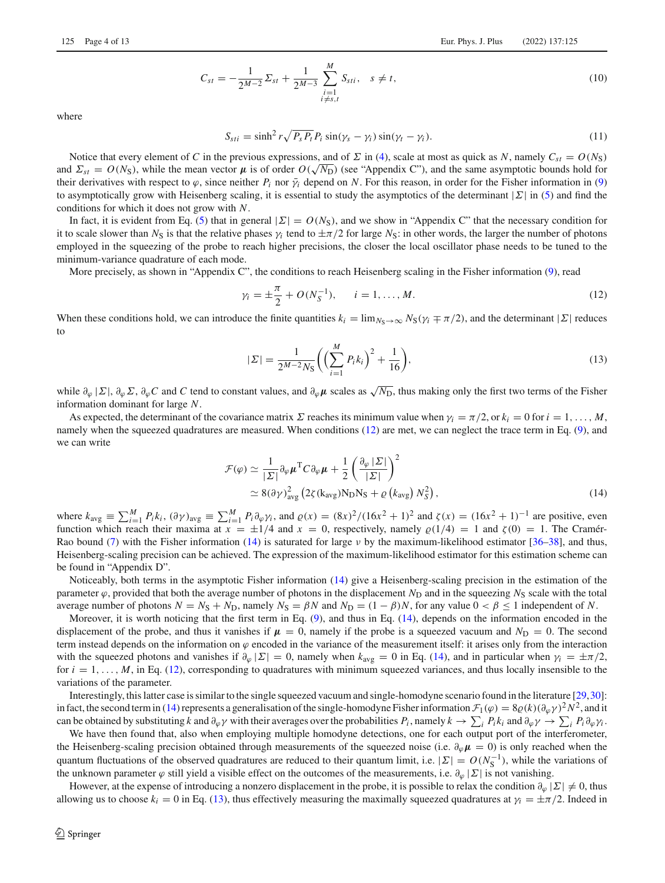$$C_{st} = -\frac{1}{2^{M-2}}\Sigma_{st} + \frac{1}{2^{M-3}}\sum_{\substack{i=1\\ i\neq s,t}}^{M} S_{sti}, \quad s \neq t, \tag{10}$$

where

$$S_{sti} = \sinh^2 r \sqrt{P_s P_t} P_i \sin(\gamma_s - \gamma_i)\sin(\gamma_t - \gamma_i). \tag{11}$$

Notice that every element of $C$ in the previous expressions, and of $\Sigma$ in (4), scale at most as quick as $N$, namely $C_{st} = O(N_S)$ and $\Sigma_{st} = O(N_S)$, while the mean vector $\boldsymbol{\mu}$ is of order $O(\sqrt{N_D})$ (see "Appendix C"), and the same asymptotic bounds hold for their derivatives with respect to $\varphi$, since neither $P_i$ nor $\bar{\gamma}_i$ depend on $N$. For this reason, in order for the Fisher information in (9) to asymptotically grow with Heisenberg scaling, it is essential to study the asymptotics of the determinant $|\Sigma|$ in (5) and find the conditions for which it does not grow with $N$.

In fact, it is evident from Eq. (5) that in general $|\Sigma| = O(N_S)$, and we show in "Appendix C" that the necessary condition for it to scale slower than $N_S$ is that the relative phases $\gamma_i$ tend to $\pm\pi/2$ for large $N_S$: in other words, the larger the number of photons employed in the squeezing of the probe to reach higher precisions, the closer the local oscillator phase needs to be tuned to the minimum-variance quadrature of each mode.

More precisely, as shown in "Appendix C", the conditions to reach Heisenberg scaling in the Fisher information (9), read

$$\gamma_i = \pm\frac{\pi}{2} + O(N_S^{-1}), \qquad i = 1, \ldots, M. \tag{12}$$

When these conditions hold, we can introduce the finite quantities $k_i = \lim_{N_S\to\infty} N_S(\gamma_i \mp \pi/2)$, and the determinant $|\Sigma|$ reduces to

$$|\Sigma| = \frac{1}{2^{M-2}N_S}\left(\left(\sum_{i=1}^{M} P_i k_i\right)^2 + \frac{1}{16}\right), \tag{13}$$

while $\partial_\varphi|\Sigma|$, $\partial_\varphi\Sigma$, $\partial_\varphi C$ and $C$ tend to constant values, and $\partial_\varphi\boldsymbol{\mu}$ scales as $\sqrt{N_D}$, thus making only the first two terms of the Fisher information dominant for large $N$.

As expected, the determinant of the covariance matrix $\Sigma$ reaches its minimum value when $\gamma_i = \pi/2$, or $k_i = 0$ for $i = 1, \ldots, M$, namely when the squeezed quadratures are measured. When conditions (12) are met, we can neglect the trace term in Eq. (9), and we can write

$$\begin{aligned}\mathcal{F}(\varphi) &\simeq \frac{1}{|\Sigma|}\partial_\varphi\boldsymbol{\mu}^{\mathrm{T}} C \partial_\varphi\boldsymbol{\mu} + \frac{1}{2}\left(\frac{\partial_\varphi|\Sigma|}{|\Sigma|}\right)^2 \\ &\simeq 8(\partial\gamma)^2_{\text{avg}}\left(2\zeta(k_{\text{avg}})N_D N_S + \varrho\left(k_{\text{avg}}\right)N_S^2\right),\end{aligned} \tag{14}$$

where $k_{\text{avg}} \equiv \sum_{i=1}^{M} P_i k_i$, $(\partial\gamma)_{\text{avg}} \equiv \sum_{i=1}^{M} P_i \partial_\varphi\gamma_i$, and $\varrho(x) = (8x)^2/(16x^2+1)^2$ and $\zeta(x) = (16x^2+1)^{-1}$ are positive, even function which reach their maxima at $x = \pm 1/4$ and $x = 0$, respectively, namely $\varrho(1/4) = 1$ and $\zeta(0) = 1$. The Cramér-Rao bound (7) with the Fisher information (14) is saturated for large $\nu$ by the maximum-likelihood estimator [36–38], and thus, Heisenberg-scaling precision can be achieved. The expression of the maximum-likelihood estimator for this estimation scheme can be found in "Appendix D".

Noticeably, both terms in the asymptotic Fisher information (14) give a Heisenberg-scaling precision in the estimation of the parameter $\varphi$, provided that both the average number of photons in the displacement $N_D$ and in the squeezing $N_S$ scale with the total average number of photons $N = N_S + N_D$, namely $N_S = \beta N$ and $N_D = (1-\beta)N$, for any value $0 < \beta \leq 1$ independent of $N$.

Moreover, it is worth noticing that the first term in Eq. (9), and thus in Eq. (14), depends on the information encoded in the displacement of the probe, and thus it vanishes if $\boldsymbol{\mu} = 0$, namely if the probe is a squeezed vacuum and $N_D = 0$. The second term instead depends on the information on $\varphi$ encoded in the variance of the measurement itself: it arises only from the interaction with the squeezed photons and vanishes if $\partial_\varphi|\Sigma| = 0$, namely when $k_{\text{avg}} = 0$ in Eq. (14), and in particular when $\gamma_i = \pm\pi/2$, for $i = 1, \ldots, M$, in Eq. (12), corresponding to quadratures with minimum squeezed variances, and thus locally insensible to the variations of the parameter.

Interestingly, this latter case is similar to the single squeezed vacuum and single-homodyne scenario found in the literature [29,30]: in fact, the second term in (14) represents a generalisation of the single-homodyne Fisher information $\mathcal{F}_1(\varphi) = 8\varrho(k)(\partial_\varphi\gamma)^2N^2$, and it can be obtained by substituting $k$ and $\partial_\varphi\gamma$ with their averages over the probabilities $P_i$, namely $k \to \sum_i P_i k_i$ and $\partial_\varphi\gamma \to \sum_i P_i\partial_\varphi\gamma_i$.

We have then found that, also when employing multiple homodyne detections, one for each output port of the interferometer, the Heisenberg-scaling precision obtained through measurements of the squeezed noise (i.e. $\partial_\varphi\boldsymbol{\mu} = 0$) is only reached when the quantum fluctuations of the observed quadratures are reduced to their quantum limit, i.e. $|\Sigma| = O(N_S^{-1})$, while the variations of the unknown parameter $\varphi$ still yield a visible effect on the outcomes of the measurements, i.e. $\partial_\varphi|\Sigma|$ is not vanishing.

However, at the expense of introducing a nonzero displacement in the probe, it is possible to relax the condition $\partial_\varphi|\Sigma| \neq 0$, thus allowing us to choose $k_i = 0$ in Eq. (13), thus effectively measuring the maximally squeezed quadratures at $\gamma_i = \pm\pi/2$. Indeed in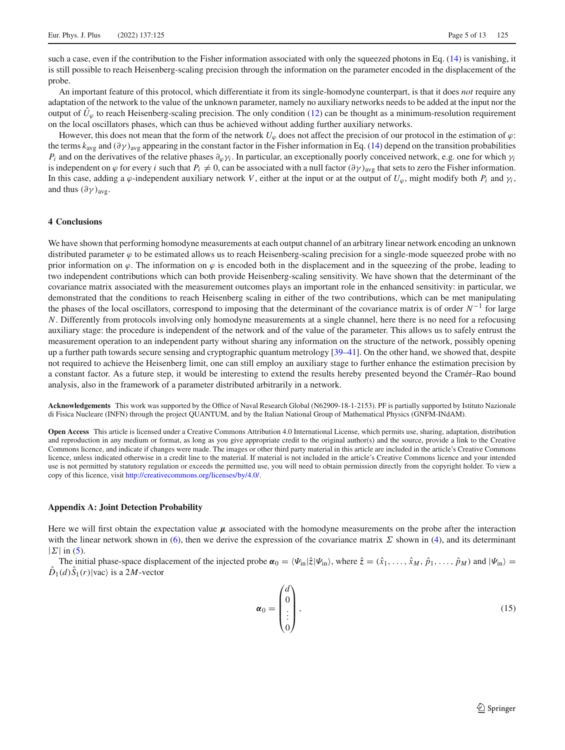such a case, even if the contribution to the Fisher information associated with only the squeezed photons in Eq. (14) is vanishing, it is still possible to reach Heisenberg-scaling precision through the information on the parameter encoded in the displacement of the probe.

An important feature of this protocol, which differentiate it from its single-homodyne counterpart, is that it does *not* require any adaptation of the network to the value of the unknown parameter, namely no auxiliary networks needs to be added at the input nor the output of $\hat{U}_\varphi$ to reach Heisenberg-scaling precision. The only condition (12) can be thought as a minimum-resolution requirement on the local oscillators phases, which can thus be achieved without adding further auxiliary networks.

However, this does not mean that the form of the network $U_\varphi$ does not affect the precision of our protocol in the estimation of $\varphi$: the terms $k_{\text{avg}}$ and $(\partial\gamma)_{\text{avg}}$ appearing in the constant factor in the Fisher information in Eq. (14) depend on the transition probabilities $P_i$ and on the derivatives of the relative phases $\partial_\varphi \gamma_i$. In particular, an exceptionally poorly conceived network, e.g. one for which $\gamma_i$ is independent on $\varphi$ for every $i$ such that $P_i \neq 0$, can be associated with a null factor $(\partial\gamma)_{\text{avg}}$ that sets to zero the Fisher information. In this case, adding a $\varphi$-independent auxiliary network $V$, either at the input or at the output of $U_\varphi$, might modify both $P_i$ and $\gamma_i$, and thus $(\partial\gamma)_{\text{avg}}$.

## 4 Conclusions

We have shown that performing homodyne measurements at each output channel of an arbitrary linear network encoding an unknown distributed parameter $\varphi$ to be estimated allows us to reach Heisenberg-scaling precision for a single-mode squeezed probe with no prior information on $\varphi$. The information on $\varphi$ is encoded both in the displacement and in the squeezing of the probe, leading to two independent contributions which can both provide Heisenberg-scaling sensitivity. We have shown that the determinant of the covariance matrix associated with the measurement outcomes plays an important role in the enhanced sensitivity: in particular, we demonstrated that the conditions to reach Heisenberg scaling in either of the two contributions, which can be met manipulating the phases of the local oscillators, correspond to imposing that the determinant of the covariance matrix is of order $N^{-1}$ for large $N$. Differently from protocols involving only homodyne measurements at a single channel, here there is no need for a refocusing auxiliary stage: the procedure is independent of the network and of the value of the parameter. This allows us to safely entrust the measurement operation to an independent party without sharing any information on the structure of the network, possibly opening up a further path towards secure sensing and cryptographic quantum metrology [39–41]. On the other hand, we showed that, despite not required to achieve the Heisenberg limit, one can still employ an auxiliary stage to further enhance the estimation precision by a constant factor. As a future step, it would be interesting to extend the results hereby presented beyond the Cramér–Rao bound analysis, also in the framework of a parameter distributed arbitrarily in a network.

**Acknowledgements** This work was supported by the Office of Naval Research Global (N62909-18-1-2153). PF is partially supported by Istituto Nazionale di Fisica Nucleare (INFN) through the project QUANTUM, and by the Italian National Group of Mathematical Physics (GNFM-INdAM).

**Open Access** This article is licensed under a Creative Commons Attribution 4.0 International License, which permits use, sharing, adaptation, distribution and reproduction in any medium or format, as long as you give appropriate credit to the original author(s) and the source, provide a link to the Creative Commons licence, and indicate if changes were made. The images or other third party material in this article are included in the article's Creative Commons licence, unless indicated otherwise in a credit line to the material. If material is not included in the article's Creative Commons licence and your intended use is not permitted by statutory regulation or exceeds the permitted use, you will need to obtain permission directly from the copyright holder. To view a copy of this licence, visit http://creativecommons.org/licenses/by/4.0/.

## Appendix A: Joint Detection Probability

Here we will first obtain the expectation value $\boldsymbol{\mu}$ associated with the homodyne measurements on the probe after the interaction with the linear network shown in (6), then we derive the expression of the covariance matrix $\Sigma$ shown in (4), and its determinant $|\Sigma|$ in (5).

The initial phase-space displacement of the injected probe $\boldsymbol{\alpha}_0 = \langle \Psi_{\text{in}} | \hat{z} | \Psi_{\text{in}} \rangle$, where $\hat{z} = (\hat{x}_1, \ldots, \hat{x}_M, \hat{p}_1, \ldots, \hat{p}_M)$ and $|\Psi_{\text{in}}\rangle = \hat{D}_1(d)\hat{S}_1(r)|\text{vac}\rangle$ is a $2M$-vector

$$\boldsymbol{\alpha}_0 = \begin{pmatrix} d \\ 0 \\ \vdots \\ 0 \end{pmatrix}, \tag{15}$$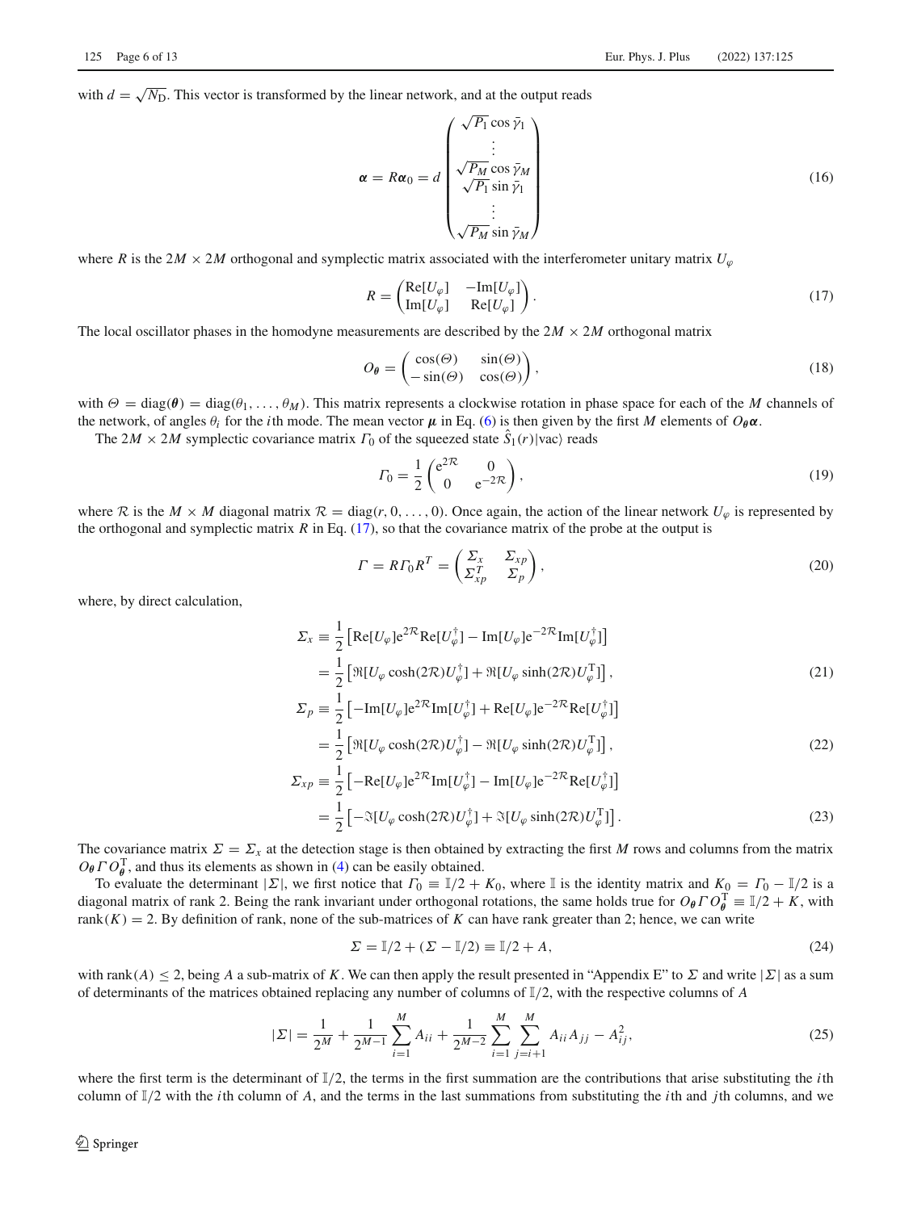with $d = \sqrt{N_D}$. This vector is transformed by the linear network, and at the output reads

$$\boldsymbol{\alpha} = R\boldsymbol{\alpha}_0 = d \begin{pmatrix} \sqrt{P_1}\cos\bar{\gamma}_1 \\ \vdots \\ \sqrt{P_M}\cos\bar{\gamma}_M \\ \sqrt{P_1}\sin\bar{\gamma}_1 \\ \vdots \\ \sqrt{P_M}\sin\bar{\gamma}_M \end{pmatrix} \tag{16}$$

where $R$ is the $2M \times 2M$ orthogonal and symplectic matrix associated with the interferometer unitary matrix $U_\varphi$

$$R = \begin{pmatrix} \mathrm{Re}[U_\varphi] & -\mathrm{Im}[U_\varphi] \\ \mathrm{Im}[U_\varphi] & \mathrm{Re}[U_\varphi] \end{pmatrix}. \tag{17}$$

The local oscillator phases in the homodyne measurements are described by the $2M \times 2M$ orthogonal matrix

$$O_{\boldsymbol{\theta}} = \begin{pmatrix} \cos(\Theta) & \sin(\Theta) \\ -\sin(\Theta) & \cos(\Theta) \end{pmatrix}, \tag{18}$$

with $\Theta = \mathrm{diag}(\boldsymbol{\theta}) = \mathrm{diag}(\theta_1, \ldots, \theta_M)$. This matrix represents a clockwise rotation in phase space for each of the $M$ channels of the network, of angles $\theta_i$ for the $i$th mode. The mean vector $\boldsymbol{\mu}$ in Eq. (6) is then given by the first $M$ elements of $O_{\boldsymbol{\theta}}\boldsymbol{\alpha}$.

The $2M \times 2M$ symplectic covariance matrix $\Gamma_0$ of the squeezed state $\hat{S}_1(r)|\mathrm{vac}\rangle$ reads

$$\Gamma_0 = \frac{1}{2}\begin{pmatrix} \mathrm{e}^{2\mathcal{R}} & 0 \\ 0 & \mathrm{e}^{-2\mathcal{R}} \end{pmatrix}, \tag{19}$$

where $\mathcal{R}$ is the $M \times M$ diagonal matrix $\mathcal{R} = \mathrm{diag}(r, 0, \ldots, 0)$. Once again, the action of the linear network $U_\varphi$ is represented by the orthogonal and symplectic matrix $R$ in Eq. (17), so that the covariance matrix of the probe at the output is

$$\Gamma = R\Gamma_0 R^T = \begin{pmatrix} \Sigma_x & \Sigma_{xp} \\ \Sigma_{xp}^T & \Sigma_p \end{pmatrix}, \tag{20}$$

where, by direct calculation,

$$\begin{aligned} \Sigma_x &\equiv \frac{1}{2}\left[\mathrm{Re}[U_\varphi]\mathrm{e}^{2\mathcal{R}}\mathrm{Re}[U_\varphi^\dagger] - \mathrm{Im}[U_\varphi]\mathrm{e}^{-2\mathcal{R}}\mathrm{Im}[U_\varphi^\dagger]\right] \\ &= \frac{1}{2}\left[\Re[U_\varphi\cosh(2\mathcal{R})U_\varphi^\dagger] + \Re[U_\varphi\sinh(2\mathcal{R})U_\varphi^{\mathrm{T}}]\right], \end{aligned} \tag{21}$$

$$\begin{aligned} \Sigma_p &\equiv \frac{1}{2}\left[-\mathrm{Im}[U_\varphi]\mathrm{e}^{2\mathcal{R}}\mathrm{Im}[U_\varphi^\dagger] + \mathrm{Re}[U_\varphi]\mathrm{e}^{-2\mathcal{R}}\mathrm{Re}[U_\varphi^\dagger]\right] \\ &= \frac{1}{2}\left[\Re[U_\varphi\cosh(2\mathcal{R})U_\varphi^\dagger] - \Re[U_\varphi\sinh(2\mathcal{R})U_\varphi^{\mathrm{T}}]\right], \end{aligned} \tag{22}$$

$$\begin{aligned} \Sigma_{xp} &\equiv \frac{1}{2}\left[-\mathrm{Re}[U_\varphi]\mathrm{e}^{2\mathcal{R}}\mathrm{Im}[U_\varphi^\dagger] - \mathrm{Im}[U_\varphi]\mathrm{e}^{-2\mathcal{R}}\mathrm{Re}[U_\varphi^\dagger]\right] \\ &= \frac{1}{2}\left[-\Im[U_\varphi\cosh(2\mathcal{R})U_\varphi^\dagger] + \Im[U_\varphi\sinh(2\mathcal{R})U_\varphi^{\mathrm{T}}]\right]. \end{aligned} \tag{23}$$

The covariance matrix $\Sigma = \Sigma_x$ at the detection stage is then obtained by extracting the first $M$ rows and columns from the matrix $O_{\boldsymbol{\theta}}\Gamma O_{\boldsymbol{\theta}}^{\mathrm{T}}$, and thus its elements as shown in (4) can be easily obtained.

To evaluate the determinant $|\Sigma|$, we first notice that $\Gamma_0 \equiv \mathbb{I}/2 + K_0$, where $\mathbb{I}$ is the identity matrix and $K_0 = \Gamma_0 - \mathbb{I}/2$ is a diagonal matrix of rank 2. Being the rank invariant under orthogonal rotations, the same holds true for $O_{\boldsymbol{\theta}}\Gamma O_{\boldsymbol{\theta}}^{\mathrm{T}} \equiv \mathbb{I}/2 + K$, with $\mathrm{rank}(K) = 2$. By definition of rank, none of the sub-matrices of $K$ can have rank greater than 2; hence, we can write

$$\Sigma = \mathbb{I}/2 + (\Sigma - \mathbb{I}/2) \equiv \mathbb{I}/2 + A, \tag{24}$$

with $\mathrm{rank}(A) \leq 2$, being $A$ a sub-matrix of $K$. We can then apply the result presented in "Appendix E" to $\Sigma$ and write $|\Sigma|$ as a sum of determinants of the matrices obtained replacing any number of columns of $\mathbb{I}/2$, with the respective columns of $A$

$$|\Sigma| = \frac{1}{2^M} + \frac{1}{2^{M-1}}\sum_{i=1}^{M} A_{ii} + \frac{1}{2^{M-2}}\sum_{i=1}^{M}\sum_{j=i+1}^{M} A_{ii}A_{jj} - A_{ij}^2, \tag{25}$$

where the first term is the determinant of $\mathbb{I}/2$, the terms in the first summation are the contributions that arise substituting the $i$th column of $\mathbb{I}/2$ with the $i$th column of $A$, and the terms in the last summations from substituting the $i$th and $j$th columns, and we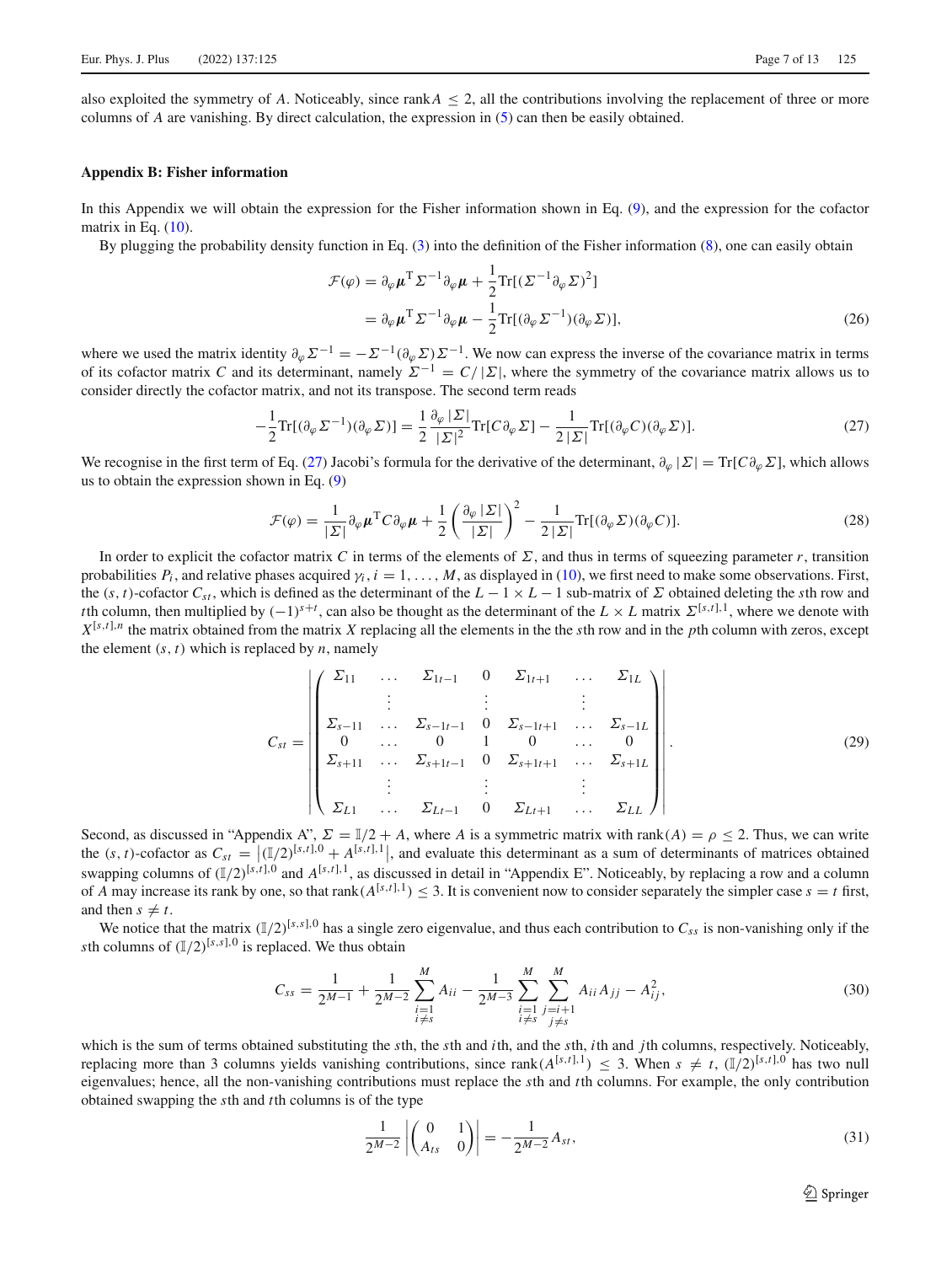also exploited the symmetry of $A$. Noticeably, since $\text{rank}A \leq 2$, all the contributions involving the replacement of three or more columns of $A$ are vanishing. By direct calculation, the expression in (5) can then be easily obtained.

### Appendix B: Fisher information

In this Appendix we will obtain the expression for the Fisher information shown in Eq. (9), and the expression for the cofactor matrix in Eq. (10).

By plugging the probability density function in Eq. (3) into the definition of the Fisher information (8), one can easily obtain

$$
\begin{aligned}
\mathcal{F}(\varphi) &= \partial_\varphi \boldsymbol{\mu}^{\mathrm{T}} \Sigma^{-1} \partial_\varphi \boldsymbol{\mu} + \frac{1}{2}\mathrm{Tr}[(\Sigma^{-1}\partial_\varphi \Sigma)^2] \\
&= \partial_\varphi \boldsymbol{\mu}^{\mathrm{T}} \Sigma^{-1} \partial_\varphi \boldsymbol{\mu} - \frac{1}{2}\mathrm{Tr}[(\partial_\varphi \Sigma^{-1})(\partial_\varphi \Sigma)],
\end{aligned} \tag{26}
$$

where we used the matrix identity $\partial_\varphi \Sigma^{-1} = -\Sigma^{-1}(\partial_\varphi \Sigma)\Sigma^{-1}$. We now can express the inverse of the covariance matrix in terms of its cofactor matrix $C$ and its determinant, namely $\Sigma^{-1} = C/|\Sigma|$, where the symmetry of the covariance matrix allows us to consider directly the cofactor matrix, and not its transpose. The second term reads

$$
-\frac{1}{2}\mathrm{Tr}[(\partial_\varphi \Sigma^{-1})(\partial_\varphi \Sigma)] = \frac{1}{2}\frac{\partial_\varphi |\Sigma|}{|\Sigma|^2}\mathrm{Tr}[C\partial_\varphi \Sigma] - \frac{1}{2|\Sigma|}\mathrm{Tr}[(\partial_\varphi C)(\partial_\varphi \Sigma)]. \tag{27}
$$

We recognise in the first term of Eq. (27) Jacobi's formula for the derivative of the determinant, $\partial_\varphi |\Sigma| = \mathrm{Tr}[C\partial_\varphi \Sigma]$, which allows us to obtain the expression shown in Eq. (9)

$$
\mathcal{F}(\varphi) = \frac{1}{|\Sigma|}\partial_\varphi \boldsymbol{\mu}^{\mathrm{T}} C \partial_\varphi \boldsymbol{\mu} + \frac{1}{2}\left(\frac{\partial_\varphi |\Sigma|}{|\Sigma|}\right)^2 - \frac{1}{2|\Sigma|}\mathrm{Tr}[(\partial_\varphi \Sigma)(\partial_\varphi C)]. \tag{28}
$$

In order to explicit the cofactor matrix $C$ in terms of the elements of $\Sigma$, and thus in terms of squeezing parameter $r$, transition probabilities $P_i$, and relative phases acquired $\gamma_i$, $i = 1, \ldots, M$, as displayed in (10), we first need to make some observations. First, the $(s, t)$-cofactor $C_{st}$, which is defined as the determinant of the $L-1 \times L-1$ sub-matrix of $\Sigma$ obtained deleting the $s$th row and $t$th column, then multiplied by $(-1)^{s+t}$, can also be thought as the determinant of the $L \times L$ matrix $\Sigma^{[s,t],1}$, where we denote with $X^{[s,t],n}$ the matrix obtained from the matrix $X$ replacing all the elements in the the $s$th row and in the $p$th column with zeros, except the element $(s, t)$ which is replaced by $n$, namely

$$
C_{st} = \left| \begin{pmatrix}
\Sigma_{11} & \ldots & \Sigma_{1t-1} & 0 & \Sigma_{1t+1} & \ldots & \Sigma_{1L} \\
 & \vdots & & \vdots & & \vdots & \\
\Sigma_{s-11} & \ldots & \Sigma_{s-1t-1} & 0 & \Sigma_{s-1t+1} & \ldots & \Sigma_{s-1L} \\
0 & \ldots & 0 & 1 & 0 & \ldots & 0 \\
\Sigma_{s+11} & \ldots & \Sigma_{s+1t-1} & 0 & \Sigma_{s+1t+1} & \ldots & \Sigma_{s+1L} \\
 & \vdots & & \vdots & & \vdots & \\
\Sigma_{L1} & \ldots & \Sigma_{Lt-1} & 0 & \Sigma_{Lt+1} & \ldots & \Sigma_{LL}
\end{pmatrix} \right|. \tag{29}
$$

Second, as discussed in "Appendix A", $\Sigma = \mathbb{I}/2 + A$, where $A$ is a symmetric matrix with $\text{rank}(A) = \rho \leq 2$. Thus, we can write the $(s, t)$-cofactor as $C_{st} = \left|(\mathbb{I}/2)^{[s,t],0} + A^{[s,t],1}\right|$, and evaluate this determinant as a sum of determinants of matrices obtained swapping columns of $(\mathbb{I}/2)^{[s,t],0}$ and $A^{[s,t],1}$, as discussed in detail in "Appendix E". Noticeably, by replacing a row and a column of $A$ may increase its rank by one, so that $\text{rank}(A^{[s,t],1}) \leq 3$. It is convenient now to consider separately the simpler case $s = t$ first, and then $s \neq t$.

We notice that the matrix $(\mathbb{I}/2)^{[s,s],0}$ has a single zero eigenvalue, and thus each contribution to $C_{ss}$ is non-vanishing only if the $s$th columns of $(\mathbb{I}/2)^{[s,s],0}$ is replaced. We thus obtain

$$
C_{ss} = \frac{1}{2^{M-1}} + \frac{1}{2^{M-2}}\sum_{\substack{i=1 \\ i \neq s}}^{M} A_{ii} - \frac{1}{2^{M-3}}\sum_{\substack{i=1 \\ i \neq s}}^{M}\sum_{\substack{j=i+1 \\ j \neq s}}^{M} A_{ii}A_{jj} - A_{ij}^2, \tag{30}
$$

which is the sum of terms obtained substituting the $s$th, the $s$th and $i$th, and the $s$th, $i$th and $j$th columns, respectively. Noticeably, replacing more than 3 columns yields vanishing contributions, since $\text{rank}(A^{[s,t],1}) \leq 3$. When $s \neq t$, $(\mathbb{I}/2)^{[s,t],0}$ has two null eigenvalues; hence, all the non-vanishing contributions must replace the $s$th and $t$th columns. For example, the only contribution obtained swapping the $s$th and $t$th columns is of the type

$$
\frac{1}{2^{M-2}}\left|\begin{pmatrix} 0 & 1 \\ A_{ts} & 0 \end{pmatrix}\right| = -\frac{1}{2^{M-2}}A_{st}, \tag{31}
$$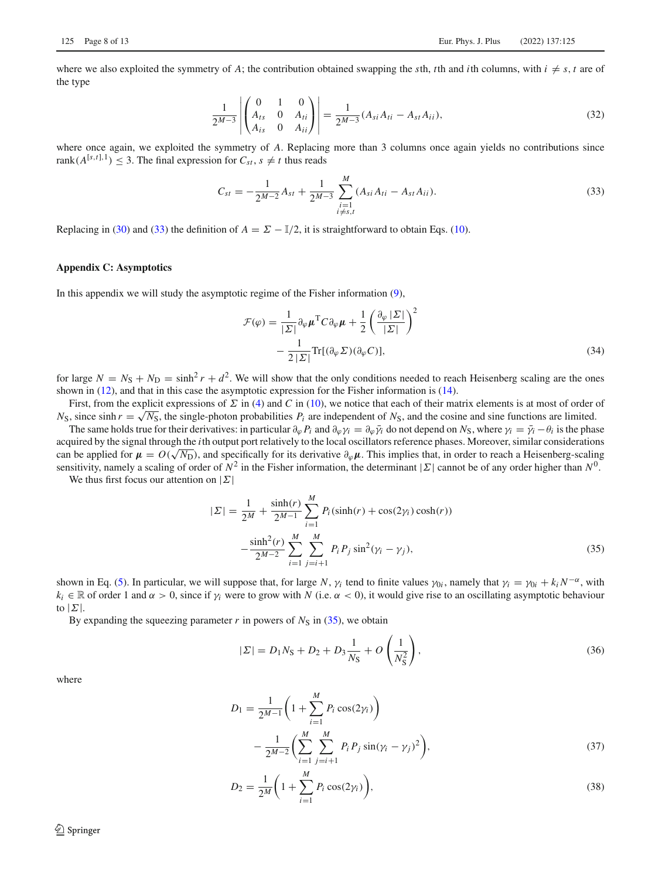where we also exploited the symmetry of $A$; the contribution obtained swapping the $s$th, $t$th and $i$th columns, with $i \neq s, t$ are of the type

$$
\frac{1}{2^{M-3}} \left| \begin{pmatrix} 0 & 1 & 0 \\ A_{ts} & 0 & A_{ti} \\ A_{is} & 0 & A_{ii} \end{pmatrix} \right| = \frac{1}{2^{M-3}}(A_{si}A_{ti} - A_{st}A_{ii}), \tag{32}
$$

where once again, we exploited the symmetry of $A$. Replacing more than 3 columns once again yields no contributions since $\mathrm{rank}(A^{[s,t],1}) \leq 3$. The final expression for $C_{st}$, $s \neq t$ thus reads

$$
C_{st} = -\frac{1}{2^{M-2}} A_{st} + \frac{1}{2^{M-3}} \sum_{\substack{i=1 \\ i \neq s,t}}^{M} (A_{si}A_{ti} - A_{st}A_{ii}). \tag{33}
$$

Replacing in (30) and (33) the definition of $A = \Sigma - \mathbb{I}/2$, it is straightforward to obtain Eqs. (10).

## Appendix C: Asymptotics

In this appendix we will study the asymptotic regime of the Fisher information (9),

$$
\begin{aligned}
\mathcal{F}(\varphi) = & \frac{1}{|\Sigma|} \partial_\varphi \boldsymbol{\mu}^{\mathrm{T}} C \partial_\varphi \boldsymbol{\mu} + \frac{1}{2} \left( \frac{\partial_\varphi |\Sigma|}{|\Sigma|} \right)^2 \\
& - \frac{1}{2\,|\Sigma|} \mathrm{Tr}[(\partial_\varphi \Sigma)(\partial_\varphi C)],
\end{aligned} \tag{34}
$$

for large $N = N_{\mathrm{S}} + N_{\mathrm{D}} = \sinh^2 r + d^2$. We will show that the only conditions needed to reach Heisenberg scaling are the ones shown in (12), and that in this case the asymptotic expression for the Fisher information is (14).

First, from the explicit expressions of $\Sigma$ in (4) and $C$ in (10), we notice that each of their matrix elements is at most of order of $N_{\mathrm{S}}$, since $\sinh r = \sqrt{N_{\mathrm{S}}}$, the single-photon probabilities $P_i$ are independent of $N_{\mathrm{S}}$, and the cosine and sine functions are limited. The same holds true for their derivatives: in particular $\partial_\varphi P_i$ and $\partial_\varphi \gamma_i = \partial_\varphi \bar{\gamma}_i$ do not depend on $N_{\mathrm{S}}$, where $\gamma_i = \bar{\gamma}_i - \theta_i$ is the phase acquired by the signal through the $i$th output port relatively to the local oscillators reference phases. Moreover, similar considerations can be applied for $\boldsymbol{\mu} = O(\sqrt{N_{\mathrm{D}}})$, and specifically for its derivative $\partial_\varphi \boldsymbol{\mu}$. This implies that, in order to reach a Heisenberg-scaling sensitivity, namely a scaling of order of $N^2$ in the Fisher information, the determinant $|\Sigma|$ cannot be of any order higher than $N^0$.

We thus first focus our attention on $|\Sigma|$

$$
\begin{aligned}
|\Sigma| = & \frac{1}{2^M} + \frac{\sinh(r)}{2^{M-1}} \sum_{i=1}^{M} P_i(\sinh(r) + \cos(2\gamma_i)\cosh(r)) \\
& - \frac{\sinh^2(r)}{2^{M-2}} \sum_{i=1}^{M} \sum_{j=i+1}^{M} P_i P_j \sin^2(\gamma_i - \gamma_j),
\end{aligned} \tag{35}
$$

shown in Eq. (5). In particular, we will suppose that, for large $N$, $\gamma_i$ tend to finite values $\gamma_{0i}$, namely that $\gamma_i = \gamma_{0i} + k_i N^{-\alpha}$, with $k_i \in \mathbb{R}$ of order 1 and $\alpha > 0$, since if $\gamma_i$ were to grow with $N$ (i.e. $\alpha < 0$), it would give rise to an oscillating asymptotic behaviour to $|\Sigma|$.

By expanding the squeezing parameter $r$ in powers of $N_{\mathrm{S}}$ in (35), we obtain

$$
|\Sigma| = D_1 N_{\mathrm{S}} + D_2 + D_3 \frac{1}{N_{\mathrm{S}}} + O\left(\frac{1}{N_{\mathrm{S}}^2}\right), \tag{36}
$$

where

$$
\begin{aligned}
D_1 = & \frac{1}{2^{M-1}} \left( 1 + \sum_{i=1}^{M} P_i \cos(2\gamma_i) \right) \\
& - \frac{1}{2^{M-2}} \left( \sum_{i=1}^{M} \sum_{j=i+1}^{M} P_i P_j \sin(\gamma_i - \gamma_j)^2 \right),
\end{aligned} \tag{37}
$$

$$
D_2 = \frac{1}{2^M} \left( 1 + \sum_{i=1}^{M} P_i \cos(2\gamma_i) \right), \tag{38}
$$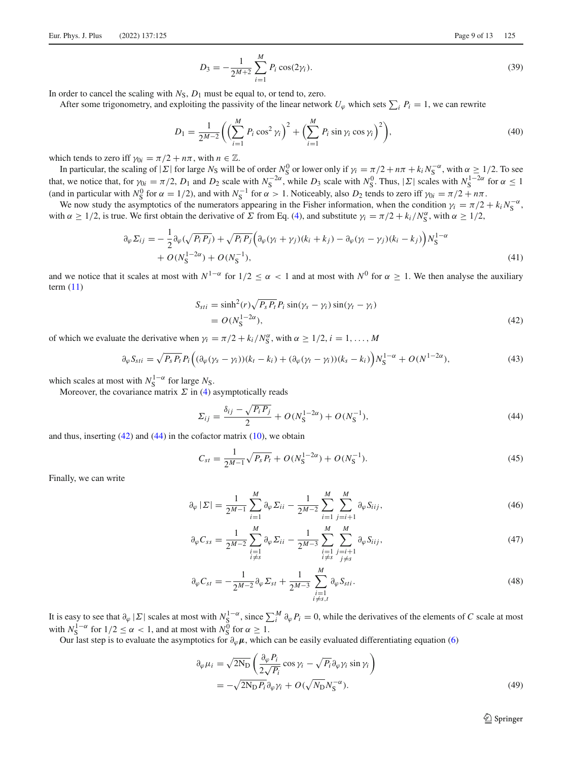$$D_3 = -\frac{1}{2^{M+2}} \sum_{i=1}^{M} P_i \cos(2\gamma_i). \tag{39}$$

In order to cancel the scaling with $N_S$, $D_1$ must be equal to, or tend to, zero.

After some trigonometry, and exploiting the passivity of the linear network $U_\varphi$ which sets $\sum_i P_i = 1$, we can rewrite

$$D_1 = \frac{1}{2^{M-2}} \left( \left( \sum_{i=1}^{M} P_i \cos^2 \gamma_i \right)^2 + \left( \sum_{i=1}^{M} P_i \sin \gamma_i \cos \gamma_i \right)^2 \right), \tag{40}$$

which tends to zero iff $\gamma_{0i} = \pi/2 + n\pi$, with $n \in \mathbb{Z}$.

In particular, the scaling of $|\Sigma|$ for large $N_S$ will be of order $N_S^0$ or lower only if $\gamma_i = \pi/2 + n\pi + k_i N_S^{-\alpha}$, with $\alpha \geq 1/2$. To see that, we notice that, for $\gamma_{0i} = \pi/2$, $D_1$ and $D_2$ scale with $N_S^{-2\alpha}$, while $D_3$ scale with $N_S^0$. Thus, $|\Sigma|$ scales with $N_S^{1-2\alpha}$ for $\alpha \leq 1$ (and in particular with $N_S^0$ for $\alpha = 1/2$), and with $N_S^{-1}$ for $\alpha > 1$. Noticeably, also $D_2$ tends to zero iff $\gamma_{0i} = \pi/2 + n\pi$.

We now study the asymptotics of the numerators appearing in the Fisher information, when the condition $\gamma_i = \pi/2 + k_i N_S^{-\alpha}$, with $\alpha \geq 1/2$, is true. We first obtain the derivative of $\Sigma$ from Eq. (4), and substitute $\gamma_i = \pi/2 + k_i/N_S^{\alpha}$, with $\alpha \geq 1/2$,

$$\begin{aligned}\partial_\varphi \Sigma_{ij} = &-\frac{1}{2}\partial_\varphi(\sqrt{P_i P_j}) + \sqrt{P_i P_j}\Big(\partial_\varphi(\gamma_i + \gamma_j)(k_i + k_j) - \partial_\varphi(\gamma_i - \gamma_j)(k_i - k_j)\Big)N_S^{1-\alpha} \\ &+ O(N_S^{1-2\alpha}) + O(N_S^{-1}),\end{aligned} \tag{41}$$

and we notice that it scales at most with $N^{1-\alpha}$ for $1/2 \leq \alpha < 1$ and at most with $N^0$ for $\alpha \geq 1$. We then analyse the auxiliary term (11)

$$\begin{aligned}S_{sti} &= \sinh^2(r)\sqrt{P_s P_t} P_i \sin(\gamma_s - \gamma_i)\sin(\gamma_t - \gamma_i) \\ &= O(N_S^{1-2\alpha}),\end{aligned} \tag{42}$$

of which we evaluate the derivative when $\gamma_i = \pi/2 + k_i/N_S^{\alpha}$, with $\alpha \geq 1/2$, $i = 1, \ldots, M$

$$\partial_\varphi S_{sti} = \sqrt{P_s P_t} P_i \Big((\partial_\varphi(\gamma_s - \gamma_i))(k_t - k_i) + (\partial_\varphi(\gamma_t - \gamma_i))(k_s - k_i)\Big)N_S^{1-\alpha} + O(N^{1-2\alpha}), \tag{43}$$

which scales at most with $N_S^{1-\alpha}$ for large $N_S$.

Moreover, the covariance matrix $\Sigma$ in (4) asymptotically reads

$$\Sigma_{ij} = \frac{\delta_{ij} - \sqrt{P_i P_j}}{2} + O(N_S^{1-2\alpha}) + O(N_S^{-1}), \tag{44}$$

and thus, inserting (42) and (44) in the cofactor matrix (10), we obtain

$$C_{st} = \frac{1}{2^{M-1}}\sqrt{P_s P_t} + O(N_S^{1-2\alpha}) + O(N_S^{-1}). \tag{45}$$

Finally, we can write

$$\partial_\varphi |\Sigma| = \frac{1}{2^{M-1}} \sum_{i=1}^{M} \partial_\varphi \Sigma_{ii} - \frac{1}{2^{M-2}} \sum_{i=1}^{M} \sum_{j=i+1}^{M} \partial_\varphi S_{iij}, \tag{46}$$

$$\partial_\varphi C_{ss} = \frac{1}{2^{M-2}} \sum_{\substack{i=1 \\ i\neq s}}^{M} \partial_\varphi \Sigma_{ii} - \frac{1}{2^{M-3}} \sum_{\substack{i=1 \\ i\neq s}}^{M} \sum_{\substack{j=i+1 \\ j\neq s}}^{M} \partial_\varphi S_{iij}, \tag{47}$$

$$\partial_\varphi C_{st} = -\frac{1}{2^{M-2}}\partial_\varphi \Sigma_{st} + \frac{1}{2^{M-3}} \sum_{\substack{i=1 \\ i\neq s,t}}^{M} \partial_\varphi S_{sti}. \tag{48}$$

It is easy to see that $\partial_\varphi |\Sigma|$ scales at most with $N_S^{1-\alpha}$, since $\sum_i^M \partial_\varphi P_i = 0$, while the derivatives of the elements of $C$ scale at most with $N_S^{1-\alpha}$ for $1/2 \leq \alpha < 1$, and at most with $N_S^0$ for $\alpha \geq 1$.

Our last step is to evaluate the asymptotics for $\partial_\varphi \boldsymbol{\mu}$, which can be easily evaluated differentiating equation (6)

$$\begin{aligned}\partial_\varphi \mu_i &= \sqrt{2\mathrm{N_D}}\left(\frac{\partial_\varphi P_i}{2\sqrt{P_i}}\cos\gamma_i - \sqrt{P_i}\partial_\varphi \gamma_i \sin\gamma_i\right) \\ &= -\sqrt{2\mathrm{N_D} P_i}\,\partial_\varphi \gamma_i + O(\sqrt{N_D} N_S^{-\alpha}).\end{aligned} \tag{49}$$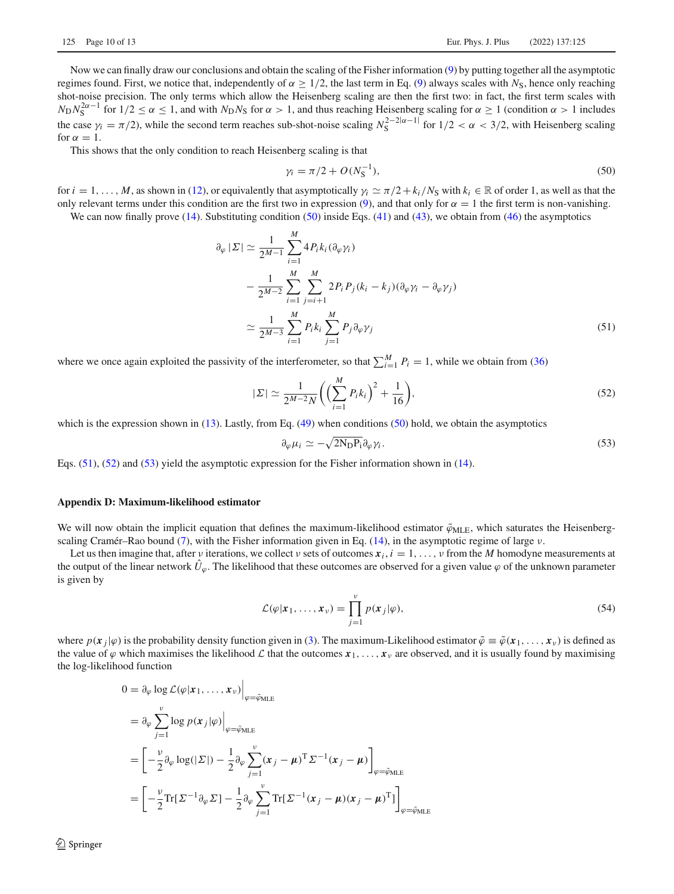Now we can finally draw our conclusions and obtain the scaling of the Fisher information (9) by putting together all the asymptotic regimes found. First, we notice that, independently of $\alpha \geq 1/2$, the last term in Eq. (9) always scales with $N_{\mathrm{S}}$, hence only reaching shot-noise precision. The only terms which allow the Heisenberg scaling are then the first two: in fact, the first term scales with $N_{\mathrm{D}} N_{\mathrm{S}}^{2\alpha-1}$ for $1/2 \leq \alpha \leq 1$, and with $N_{\mathrm{D}} N_{\mathrm{S}}$ for $\alpha > 1$, and thus reaching Heisenberg scaling for $\alpha \geq 1$ (condition $\alpha > 1$ includes the case $\gamma_i = \pi/2$), while the second term reaches sub-shot-noise scaling $N_{\mathrm{S}}^{2-2|\alpha-1|}$ for $1/2 < \alpha < 3/2$, with Heisenberg scaling for $\alpha = 1$.

This shows that the only condition to reach Heisenberg scaling is that

$$\gamma_i = \pi/2 + O(N_{\mathrm{S}}^{-1}), \tag{50}$$

for $i = 1, \ldots, M$, as shown in (12), or equivalently that asymptotically $\gamma_i \simeq \pi/2 + k_i/N_{\mathrm{S}}$ with $k_i \in \mathbb{R}$ of order 1, as well as that the only relevant terms under this condition are the first two in expression (9), and that only for $\alpha = 1$ the first term is non-vanishing.

We can now finally prove (14). Substituting condition (50) inside Eqs. (41) and (43), we obtain from (46) the asymptotics

$$\begin{aligned}
\partial_\varphi |\Sigma| &\simeq \frac{1}{2^{M-1}} \sum_{i=1}^{M} 4 P_i k_i (\partial_\varphi \gamma_i) \\
&\quad - \frac{1}{2^{M-2}} \sum_{i=1}^{M} \sum_{j=i+1}^{M} 2 P_i P_j (k_i - k_j)(\partial_\varphi \gamma_i - \partial_\varphi \gamma_j) \\
&\simeq \frac{1}{2^{M-3}} \sum_{i=1}^{M} P_i k_i \sum_{j=1}^{M} P_j \partial_\varphi \gamma_j
\end{aligned} \tag{51}$$

where we once again exploited the passivity of the interferometer, so that $\sum_{i=1}^{M} P_i = 1$, while we obtain from (36)

$$|\Sigma| \simeq \frac{1}{2^{M-2} N} \left( \left( \sum_{i=1}^{M} P_i k_i \right)^2 + \frac{1}{16} \right), \tag{52}$$

which is the expression shown in (13). Lastly, from Eq. (49) when conditions (50) hold, we obtain the asymptotics

$$\partial_\varphi \mu_i \simeq -\sqrt{2 \mathrm{N_D P_i}} \partial_\varphi \gamma_i. \tag{53}$$

Eqs. (51), (52) and (53) yield the asymptotic expression for the Fisher information shown in (14).

## Appendix D: Maximum-likelihood estimator

We will now obtain the implicit equation that defines the maximum-likelihood estimator $\tilde{\varphi}_{\mathrm{MLE}}$, which saturates the Heisenberg-scaling Cramér–Rao bound (7), with the Fisher information given in Eq. (14), in the asymptotic regime of large $\nu$.

Let us then imagine that, after $\nu$ iterations, we collect $\nu$ sets of outcomes $\boldsymbol{x}_i, i = 1, \ldots, \nu$ from the $M$ homodyne measurements at the output of the linear network $\hat{U}_\varphi$. The likelihood that these outcomes are observed for a given value $\varphi$ of the unknown parameter is given by

$$\mathcal{L}(\varphi | \boldsymbol{x}_1, \ldots, \boldsymbol{x}_\nu) = \prod_{j=1}^{\nu} p(\boldsymbol{x}_j | \varphi), \tag{54}$$

where $p(\boldsymbol{x}_j|\varphi)$ is the probability density function given in (3). The maximum-Likelihood estimator $\tilde{\varphi} \equiv \tilde{\varphi}(\boldsymbol{x}_1, \ldots, \boldsymbol{x}_\nu)$ is defined as the value of $\varphi$ which maximises the likelihood $\mathcal{L}$ that the outcomes $\boldsymbol{x}_1, \ldots, \boldsymbol{x}_\nu$ are observed, and it is usually found by maximising the log-likelihood function

$$\begin{aligned}
0 &= \partial_\varphi \log \mathcal{L}(\varphi | \boldsymbol{x}_1, \ldots, \boldsymbol{x}_\nu) \Big|_{\varphi = \tilde{\varphi}_{\mathrm{MLE}}} \\
&= \partial_\varphi \sum_{j=1}^{\nu} \log p(\boldsymbol{x}_j | \varphi) \Big|_{\varphi = \tilde{\varphi}_{\mathrm{MLE}}} \\
&= \left[ -\frac{\nu}{2} \partial_\varphi \log(|\Sigma|) - \frac{1}{2} \partial_\varphi \sum_{j=1}^{\nu} (\boldsymbol{x}_j - \boldsymbol{\mu})^{\mathrm{T}} \Sigma^{-1} (\boldsymbol{x}_j - \boldsymbol{\mu}) \right]_{\varphi = \tilde{\varphi}_{\mathrm{MLE}}} \\
&= \left[ -\frac{\nu}{2} \mathrm{Tr}[\Sigma^{-1} \partial_\varphi \Sigma] - \frac{1}{2} \partial_\varphi \sum_{j=1}^{\nu} \mathrm{Tr}[\Sigma^{-1} (\boldsymbol{x}_j - \boldsymbol{\mu})(\boldsymbol{x}_j - \boldsymbol{\mu})^{\mathrm{T}}] \right]_{\varphi = \tilde{\varphi}_{\mathrm{MLE}}}
\end{aligned}$$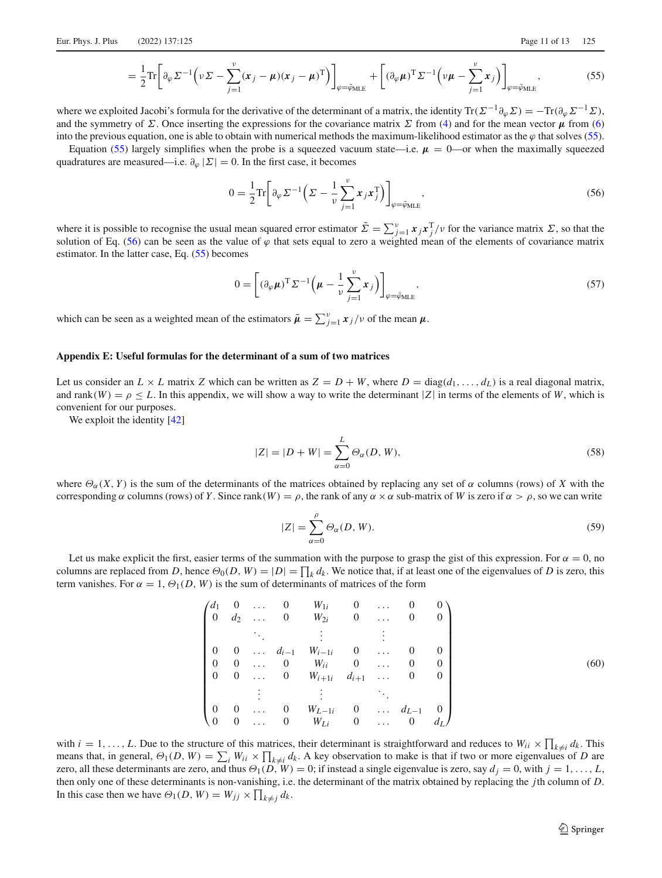$$= \frac{1}{2}\mathrm{Tr}\left[\partial_\varphi \Sigma^{-1}\Big(\nu\Sigma - \sum_{j=1}^{\nu}(\boldsymbol{x}_j - \boldsymbol{\mu})(\boldsymbol{x}_j - \boldsymbol{\mu})^{\mathrm{T}}\Big)\right]_{\varphi=\tilde{\varphi}_{\mathrm{MLE}}} + \left[(\partial_\varphi \boldsymbol{\mu})^{\mathrm{T}}\Sigma^{-1}\Big(\nu\boldsymbol{\mu} - \sum_{j=1}^{\nu}\boldsymbol{x}_j\Big)\right]_{\varphi=\tilde{\varphi}_{\mathrm{MLE}}}, \tag{55}$$

where we exploited Jacobi's formula for the derivative of the determinant of a matrix, the identity $\mathrm{Tr}(\Sigma^{-1}\partial_\varphi\Sigma) = -\mathrm{Tr}(\partial_\varphi\Sigma^{-1}\Sigma)$, and the symmetry of $\Sigma$. Once inserting the expressions for the covariance matrix $\Sigma$ from (4) and for the mean vector $\boldsymbol{\mu}$ from (6) into the previous equation, one is able to obtain with numerical methods the maximum-likelihood estimator as the $\varphi$ that solves (55).

Equation (55) largely simplifies when the probe is a squeezed vacuum state—i.e. $\boldsymbol{\mu} = 0$—or when the maximally squeezed quadratures are measured—i.e. $\partial_\varphi|\Sigma| = 0$. In the first case, it becomes

$$0 = \frac{1}{2}\mathrm{Tr}\left[\partial_\varphi\Sigma^{-1}\Big(\Sigma - \frac{1}{\nu}\sum_{j=1}^{\nu}\boldsymbol{x}_j\boldsymbol{x}_j^{\mathrm{T}}\Big)\right]_{\varphi=\tilde{\varphi}_{\mathrm{MLE}}}, \tag{56}$$

where it is possible to recognise the usual mean squared error estimator $\tilde{\Sigma} = \sum_{j=1}^{\nu}\boldsymbol{x}_j\boldsymbol{x}_j^{\mathrm{T}}/\nu$ for the variance matrix $\Sigma$, so that the solution of Eq. (56) can be seen as the value of $\varphi$ that sets equal to zero a weighted mean of the elements of covariance matrix estimator. In the latter case, Eq. (55) becomes

$$0 = \left[(\partial_\varphi\boldsymbol{\mu})^{\mathrm{T}}\Sigma^{-1}\Big(\boldsymbol{\mu} - \frac{1}{\nu}\sum_{j=1}^{\nu}\boldsymbol{x}_j\Big)\right]_{\varphi=\tilde{\varphi}_{\mathrm{MLE}}}, \tag{57}$$

which can be seen as a weighted mean of the estimators $\tilde{\boldsymbol{\mu}} = \sum_{j=1}^{\nu}\boldsymbol{x}_j/\nu$ of the mean $\boldsymbol{\mu}$.

## Appendix E: Useful formulas for the determinant of a sum of two matrices

Let us consider an $L \times L$ matrix $Z$ which can be written as $Z = D + W$, where $D = \mathrm{diag}(d_1, \ldots, d_L)$ is a real diagonal matrix, and $\mathrm{rank}(W) = \rho \le L$. In this appendix, we will show a way to write the determinant $|Z|$ in terms of the elements of $W$, which is convenient for our purposes.

We exploit the identity [42]

$$|Z| = |D + W| = \sum_{\alpha=0}^{L}\Theta_\alpha(D, W), \tag{58}$$

where $\Theta_\alpha(X, Y)$ is the sum of the determinants of the matrices obtained by replacing any set of $\alpha$ columns (rows) of $X$ with the corresponding $\alpha$ columns (rows) of $Y$. Since $\mathrm{rank}(W) = \rho$, the rank of any $\alpha \times \alpha$ sub-matrix of $W$ is zero if $\alpha > \rho$, so we can write

$$|Z| = \sum_{\alpha=0}^{\rho}\Theta_\alpha(D, W). \tag{59}$$

Let us make explicit the first, easier terms of the summation with the purpose to grasp the gist of this expression. For $\alpha = 0$, no columns are replaced from $D$, hence $\Theta_0(D, W) = |D| = \prod_k d_k$. We notice that, if at least one of the eigenvalues of $D$ is zero, this term vanishes. For $\alpha = 1$, $\Theta_1(D, W)$ is the sum of determinants of matrices of the form

$$\begin{pmatrix}
d_1 & 0 & \ldots & 0 & W_{1i} & 0 & \ldots & 0 & 0\\
0 & d_2 & \ldots & 0 & W_{2i} & 0 & \ldots & 0 & 0\\
 & & \ddots & & \vdots & & \vdots & & \\
0 & 0 & \ldots & d_{i-1} & W_{i-1i} & 0 & \ldots & 0 & 0\\
0 & 0 & \ldots & 0 & W_{ii} & 0 & \ldots & 0 & 0\\
0 & 0 & \ldots & 0 & W_{i+1i} & d_{i+1} & \ldots & 0 & 0\\
 & & \vdots & & \vdots & & \ddots & & \\
0 & 0 & \ldots & 0 & W_{L-1i} & 0 & \ldots & d_{L-1} & 0\\
0 & 0 & \ldots & 0 & W_{Li} & 0 & \ldots & 0 & d_L
\end{pmatrix} \tag{60}$$

with $i = 1, \ldots, L$. Due to the structure of this matrices, their determinant is straightforward and reduces to $W_{ii} \times \prod_{k\neq i} d_k$. This means that, in general, $\Theta_1(D, W) = \sum_i W_{ii} \times \prod_{k\neq i} d_k$. A key observation to make is that if two or more eigenvalues of $D$ are zero, all these determinants are zero, and thus $\Theta_1(D, W) = 0$; if instead a single eigenvalue is zero, say $d_j = 0$, with $j = 1, \ldots, L$, then only one of these determinants is non-vanishing, i.e. the determinant of the matrix obtained by replacing the $j$th column of $D$. In this case then we have $\Theta_1(D, W) = W_{jj} \times \prod_{k\neq j} d_k$.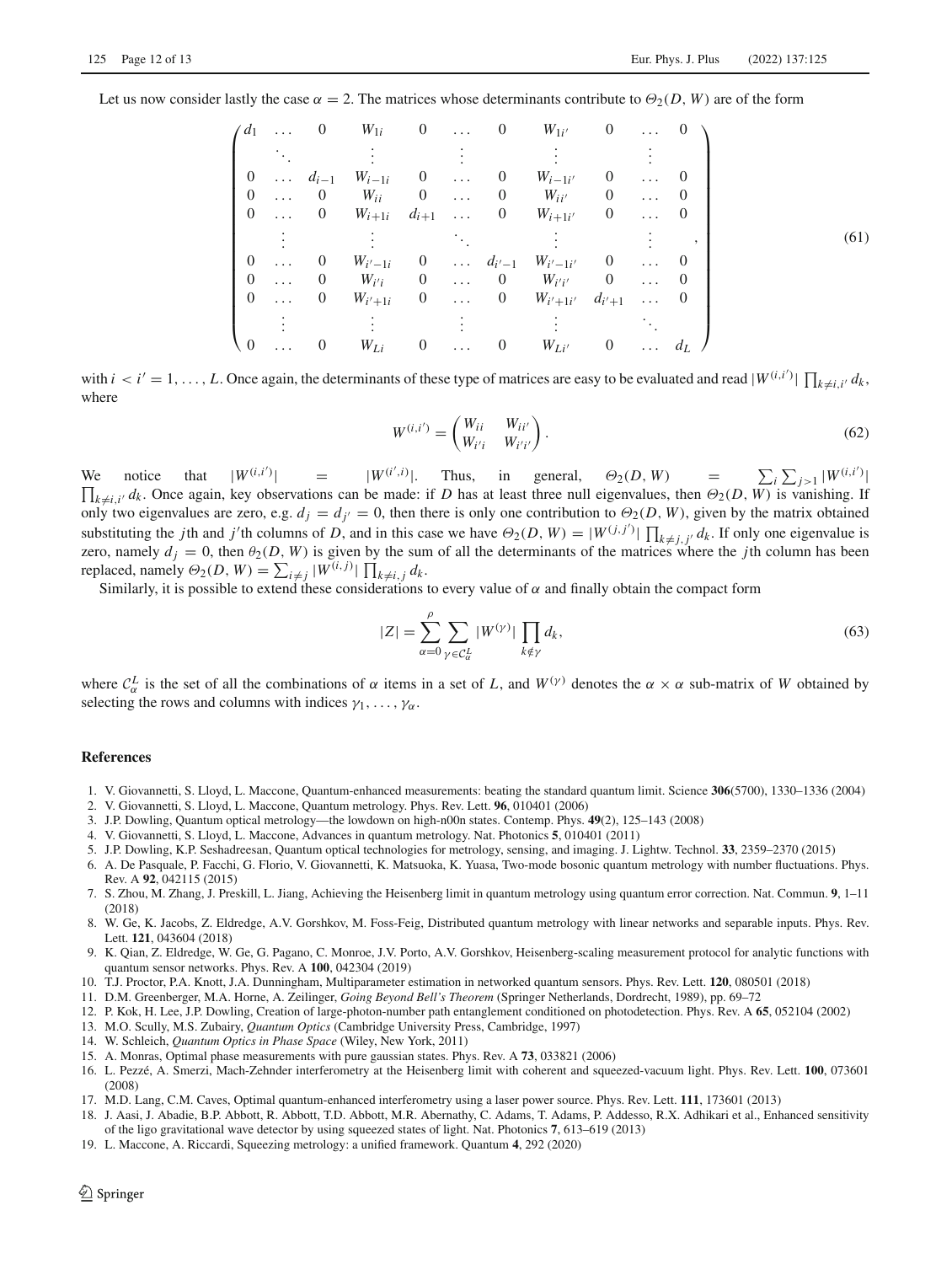Let us now consider lastly the case $\alpha = 2$. The matrices whose determinants contribute to $\Theta_2(D, W)$ are of the form

$$
\begin{pmatrix}
d_1 & \dots & 0 & W_{1i} & 0 & \dots & 0 & W_{1i'} & 0 & \dots & 0 \\
 & \ddots & & \vdots & & \vdots & & \vdots & & \vdots & \\
0 & \dots & d_{i-1} & W_{i-1i} & 0 & \dots & 0 & W_{i-1i'} & 0 & \dots & 0 \\
0 & \dots & 0 & W_{ii} & 0 & \dots & 0 & W_{ii'} & 0 & \dots & 0 \\
0 & \dots & 0 & W_{i+1i} & d_{i+1} & \dots & 0 & W_{i+1i'} & 0 & \dots & 0 \\
 & \vdots & & \vdots & & \ddots & & \vdots & & \vdots & \\
0 & \dots & 0 & W_{i'-1i} & 0 & \dots & d_{i'-1} & W_{i'-1i'} & 0 & \dots & 0 \\
0 & \dots & 0 & W_{i'i} & 0 & \dots & 0 & W_{i'i'} & 0 & \dots & 0 \\
0 & \dots & 0 & W_{i'+1i} & 0 & \dots & 0 & W_{i'+1i'} & d_{i'+1} & \dots & 0 \\
 & \vdots & & \vdots & & \vdots & & \vdots & & \ddots & \\
0 & \dots & 0 & W_{Li} & 0 & \dots & 0 & W_{Li'} & 0 & \dots & d_L
\end{pmatrix}, \tag{61}
$$

with $i < i' = 1, \dots, L$. Once again, the determinants of these type of matrices are easy to be evaluated and read $|W^{(i,i')}| \prod_{k \neq i,i'} d_k$, where

$$
W^{(i,i')} = \begin{pmatrix} W_{ii} & W_{ii'} \\ W_{i'i} & W_{i'i'} \end{pmatrix}. \tag{62}
$$

We notice that $|W^{(i,i')}| = |W^{(i',i)}|$. Thus, in general, $\Theta_2(D, W) = \sum_i \sum_{j>1} |W^{(i,i')}| \prod_{k \neq i,i'} d_k$. Once again, key observations can be made: if $D$ has at least three null eigenvalues, then $\Theta_2(D, W)$ is vanishing. If only two eigenvalues are zero, e.g. $d_j = d_{j'} = 0$, then there is only one contribution to $\Theta_2(D, W)$, given by the matrix obtained substituting the $j$th and $j'$th columns of $D$, and in this case we have $\Theta_2(D, W) = |W^{(j,j')}| \prod_{k \neq j,j'} d_k$. If only one eigenvalue is zero, namely $d_j = 0$, then $\theta_2(D, W)$ is given by the sum of all the determinants of the matrices where the $j$th column has been replaced, namely $\Theta_2(D, W) = \sum_{i \neq j} |W^{(i,j)}| \prod_{k \neq i,j} d_k$.

Similarly, it is possible to extend these considerations to every value of $\alpha$ and finally obtain the compact form

$$
|Z| = \sum_{\alpha=0}^{\rho} \sum_{\gamma \in \mathcal{C}_\alpha^L} |W^{(\gamma)}| \prod_{k \notin \gamma} d_k, \tag{63}
$$

where $\mathcal{C}_\alpha^L$ is the set of all the combinations of $\alpha$ items in a set of $L$, and $W^{(\gamma)}$ denotes the $\alpha \times \alpha$ sub-matrix of $W$ obtained by selecting the rows and columns with indices $\gamma_1, \dots, \gamma_\alpha$.

## References

1. V. Giovannetti, S. Lloyd, L. Maccone, Quantum-enhanced measurements: beating the standard quantum limit. Science **306**(5700), 1330–1336 (2004)
2. V. Giovannetti, S. Lloyd, L. Maccone, Quantum metrology. Phys. Rev. Lett. **96**, 010401 (2006)
3. J.P. Dowling, Quantum optical metrology—the lowdown on high-n00n states. Contemp. Phys. **49**(2), 125–143 (2008)
4. V. Giovannetti, S. Lloyd, L. Maccone, Advances in quantum metrology. Nat. Photonics **5**, 010401 (2011)
5. J.P. Dowling, K.P. Seshadreesan, Quantum optical technologies for metrology, sensing, and imaging. J. Lightw. Technol. **33**, 2359–2370 (2015)
6. A. De Pasquale, P. Facchi, G. Florio, V. Giovannetti, K. Matsuoka, K. Yuasa, Two-mode bosonic quantum metrology with number fluctuations. Phys. Rev. A **92**, 042115 (2015)
7. S. Zhou, M. Zhang, J. Preskill, L. Jiang, Achieving the Heisenberg limit in quantum metrology using quantum error correction. Nat. Commun. **9**, 1–11 (2018)
8. W. Ge, K. Jacobs, Z. Eldredge, A.V. Gorshkov, M. Foss-Feig, Distributed quantum metrology with linear networks and separable inputs. Phys. Rev. Lett. **121**, 043604 (2018)
9. K. Qian, Z. Eldredge, W. Ge, G. Pagano, C. Monroe, J.V. Porto, A.V. Gorshkov, Heisenberg-scaling measurement protocol for analytic functions with quantum sensor networks. Phys. Rev. A **100**, 042304 (2019)
10. T.J. Proctor, P.A. Knott, J.A. Dunningham, Multiparameter estimation in networked quantum sensors. Phys. Rev. Lett. **120**, 080501 (2018)
11. D.M. Greenberger, M.A. Horne, A. Zeilinger, *Going Beyond Bell's Theorem* (Springer Netherlands, Dordrecht, 1989), pp. 69–72
12. P. Kok, H. Lee, J.P. Dowling, Creation of large-photon-number path entanglement conditioned on photodetection. Phys. Rev. A **65**, 052104 (2002)
13. M.O. Scully, M.S. Zubairy, *Quantum Optics* (Cambridge University Press, Cambridge, 1997)
14. W. Schleich, *Quantum Optics in Phase Space* (Wiley, New York, 2011)
15. A. Monras, Optimal phase measurements with pure gaussian states. Phys. Rev. A **73**, 033821 (2006)
16. L. Pezzé, A. Smerzi, Mach-Zehnder interferometry at the Heisenberg limit with coherent and squeezed-vacuum light. Phys. Rev. Lett. **100**, 073601 (2008)
17. M.D. Lang, C.M. Caves, Optimal quantum-enhanced interferometry using a laser power source. Phys. Rev. Lett. **111**, 173601 (2013)
18. J. Aasi, J. Abadie, B.P. Abbott, R. Abbott, T.D. Abbott, M.R. Abernathy, C. Adams, T. Adams, P. Addesso, R.X. Adhikari et al., Enhanced sensitivity of the ligo gravitational wave detector by using squeezed states of light. Nat. Photonics **7**, 613–619 (2013)
19. L. Maccone, A. Riccardi, Squeezing metrology: a unified framework. Quantum **4**, 292 (2020)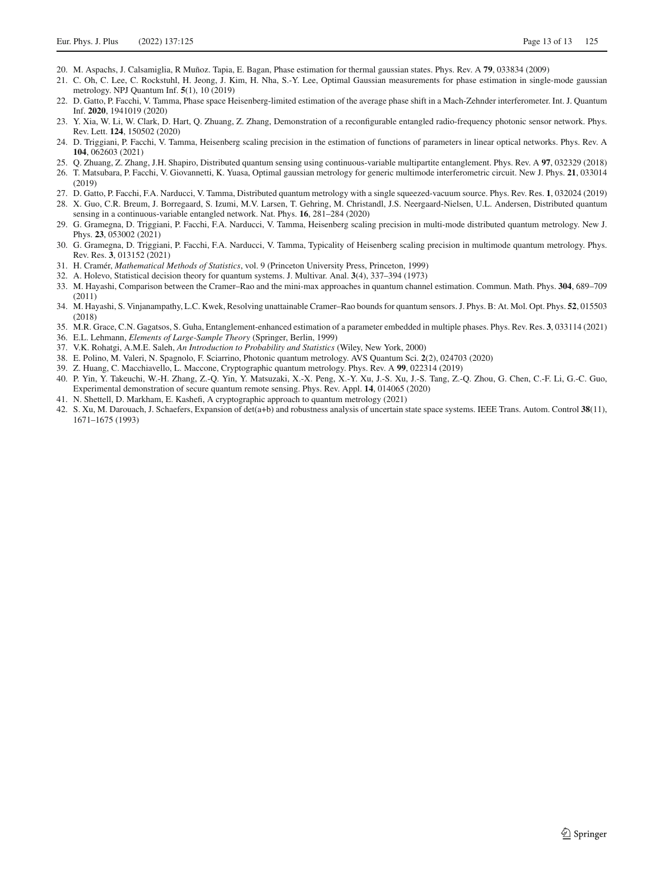20. M. Aspachs, J. Calsamiglia, R Muñoz. Tapia, E. Bagan, Phase estimation for thermal gaussian states. Phys. Rev. A **79**, 033834 (2009)
21. C. Oh, C. Lee, C. Rockstuhl, H. Jeong, J. Kim, H. Nha, S.-Y. Lee, Optimal Gaussian measurements for phase estimation in single-mode gaussian metrology. NPJ Quantum Inf. **5**(1), 10 (2019)
22. D. Gatto, P. Facchi, V. Tamma, Phase space Heisenberg-limited estimation of the average phase shift in a Mach-Zehnder interferometer. Int. J. Quantum Inf. **2020**, 1941019 (2020)
23. Y. Xia, W. Li, W. Clark, D. Hart, Q. Zhuang, Z. Zhang, Demonstration of a reconfigurable entangled radio-frequency photonic sensor network. Phys. Rev. Lett. **124**, 150502 (2020)
24. D. Triggiani, P. Facchi, V. Tamma, Heisenberg scaling precision in the estimation of functions of parameters in linear optical networks. Phys. Rev. A **104**, 062603 (2021)
25. Q. Zhuang, Z. Zhang, J.H. Shapiro, Distributed quantum sensing using continuous-variable multipartite entanglement. Phys. Rev. A **97**, 032329 (2018)
26. T. Matsubara, P. Facchi, V. Giovannetti, K. Yuasa, Optimal gaussian metrology for generic multimode interferometric circuit. New J. Phys. **21**, 033014 (2019)
27. D. Gatto, P. Facchi, F.A. Narducci, V. Tamma, Distributed quantum metrology with a single squeezed-vacuum source. Phys. Rev. Res. **1**, 032024 (2019)
28. X. Guo, C.R. Breum, J. Borregaard, S. Izumi, M.V. Larsen, T. Gehring, M. Christandl, J.S. Neergaard-Nielsen, U.L. Andersen, Distributed quantum sensing in a continuous-variable entangled network. Nat. Phys. **16**, 281–284 (2020)
29. G. Gramegna, D. Triggiani, P. Facchi, F.A. Narducci, V. Tamma, Heisenberg scaling precision in multi-mode distributed quantum metrology. New J. Phys. **23**, 053002 (2021)
30. G. Gramegna, D. Triggiani, P. Facchi, F.A. Narducci, V. Tamma, Typicality of Heisenberg scaling precision in multimode quantum metrology. Phys. Rev. Res. **3**, 013152 (2021)
31. H. Cramér, *Mathematical Methods of Statistics*, vol. 9 (Princeton University Press, Princeton, 1999)
32. A. Holevo, Statistical decision theory for quantum systems. J. Multivar. Anal. **3**(4), 337–394 (1973)
33. M. Hayashi, Comparison between the Cramer–Rao and the mini-max approaches in quantum channel estimation. Commun. Math. Phys. **304**, 689–709 (2011)
34. M. Hayashi, S. Vinjanampathy, L.C. Kwek, Resolving unattainable Cramer–Rao bounds for quantum sensors. J. Phys. B: At. Mol. Opt. Phys. **52**, 015503 (2018)
35. M.R. Grace, C.N. Gagatsos, S. Guha, Entanglement-enhanced estimation of a parameter embedded in multiple phases. Phys. Rev. Res. **3**, 033114 (2021)
36. E.L. Lehmann, *Elements of Large-Sample Theory* (Springer, Berlin, 1999)
37. V.K. Rohatgi, A.M.E. Saleh, *An Introduction to Probability and Statistics* (Wiley, New York, 2000)
38. E. Polino, M. Valeri, N. Spagnolo, F. Sciarrino, Photonic quantum metrology. AVS Quantum Sci. **2**(2), 024703 (2020)
39. Z. Huang, C. Macchiavello, L. Maccone, Cryptographic quantum metrology. Phys. Rev. A **99**, 022314 (2019)
40. P. Yin, Y. Takeuchi, W.-H. Zhang, Z.-Q. Yin, Y. Matsuzaki, X.-X. Peng, X.-Y. Xu, J.-S. Xu, J.-S. Tang, Z.-Q. Zhou, G. Chen, C.-F. Li, G.-C. Guo, Experimental demonstration of secure quantum remote sensing. Phys. Rev. Appl. **14**, 014065 (2020)
41. N. Shettell, D. Markham, E. Kashefi, A cryptographic approach to quantum metrology (2021)
42. S. Xu, M. Darouach, J. Schaefers, Expansion of det(a+b) and robustness analysis of uncertain state space systems. IEEE Trans. Autom. Control **38**(11), 1671–1675 (1993)